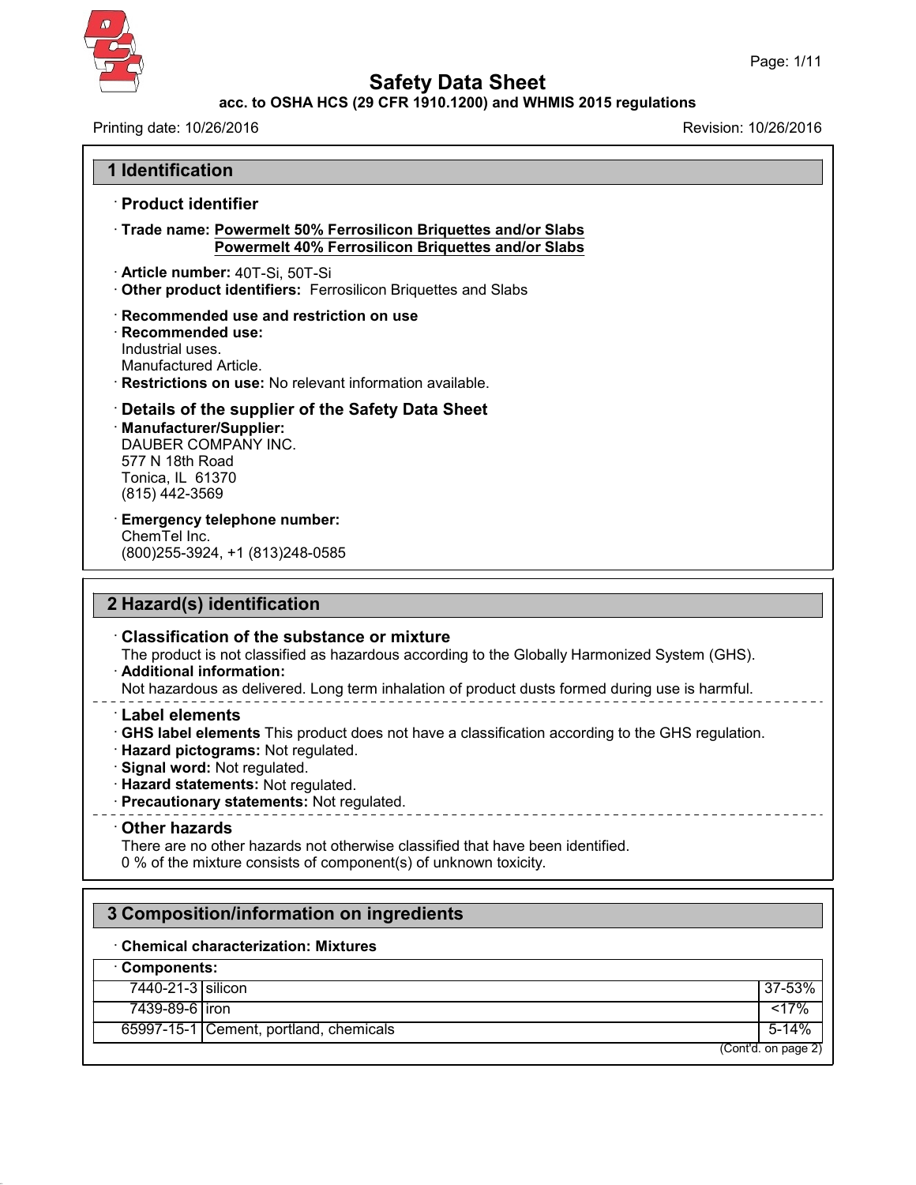# Safety Data Sheet

**acc. to OSHA HCS (29 CFR 1910.1200) and WHMIS 2015 regulations**

Printing date: 10/26/2016 Revision: 10/26/2016

## 1 Identification

· **Product identifier**

· **Trade name: Powermelt 50% Ferrosilicon Briquettes and/or Slabs**
**Powermelt 40% Ferrosilicon Briquettes and/or Slabs**

· **Article number:** 40T-Si, 50T-Si
· **Other product identifiers:** Ferrosilicon Briquettes and Slabs

· **Recommended use and restriction on use**
· **Recommended use:**
Industrial uses.
Manufactured Article.
· **Restrictions on use:** No relevant information available.

· **Details of the supplier of the Safety Data Sheet**
· **Manufacturer/Supplier:**
DAUBER COMPANY INC.
577 N 18th Road
Tonica, IL 61370
(815) 442-3569

· **Emergency telephone number:**
ChemTel Inc.
(800)255-3924, +1 (813)248-0585

## 2 Hazard(s) identification

· **Classification of the substance or mixture**
The product is not classified as hazardous according to the Globally Harmonized System (GHS).
· **Additional information:**
Not hazardous as delivered. Long term inhalation of product dusts formed during use is harmful.

· **Label elements**
· **GHS label elements** This product does not have a classification according to the GHS regulation.
· **Hazard pictograms:** Not regulated.
· **Signal word:** Not regulated.
· **Hazard statements:** Not regulated.
· **Precautionary statements:** Not regulated.

· **Other hazards**
There are no other hazards not otherwise classified that have been identified.
0 % of the mixture consists of component(s) of unknown toxicity.

## 3 Composition/information on ingredients

· **Chemical characterization: Mixtures**

| · **Components:** | | |
|---|---|---|
| 7440-21-3 | silicon | 37-53% |
| 7439-89-6 | iron | <17% |
| 65997-15-1 | Cement, portland, chemicals | 5-14% |

(Cont'd. on page 2)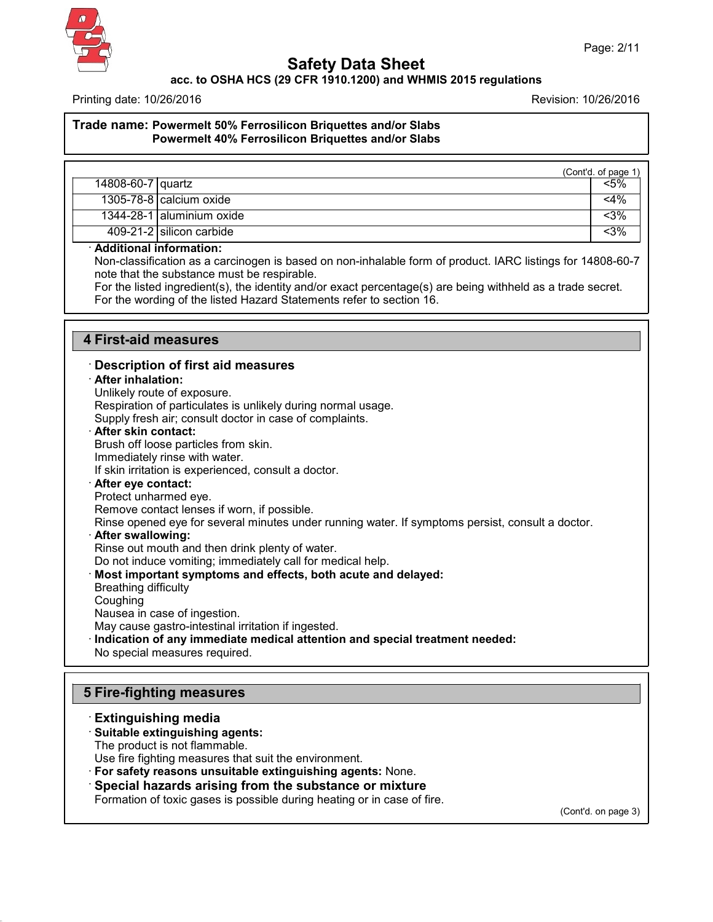**Trade name: Powermelt 50% Ferrosilicon Briquettes and/or Slabs**
**Powermelt 40% Ferrosilicon Briquettes and/or Slabs**

(Cont'd. of page 1)

| | | |
|---|---|---|
| 14808-60-7 | quartz | <5% |
| 1305-78-8 | calcium oxide | <4% |
| 1344-28-1 | aluminium oxide | <3% |
| 409-21-2 | silicon carbide | <3% |

· **Additional information:**
Non-classification as a carcinogen is based on non-inhalable form of product. IARC listings for 14808-60-7 note that the substance must be respirable.
For the listed ingredient(s), the identity and/or exact percentage(s) are being withheld as a trade secret.
For the wording of the listed Hazard Statements refer to section 16.

## 4 First-aid measures

### · Description of first aid measures

· **After inhalation:**
Unlikely route of exposure.
Respiration of particulates is unlikely during normal usage.
Supply fresh air; consult doctor in case of complaints.

· **After skin contact:**
Brush off loose particles from skin.
Immediately rinse with water.
If skin irritation is experienced, consult a doctor.

· **After eye contact:**
Protect unharmed eye.
Remove contact lenses if worn, if possible.
Rinse opened eye for several minutes under running water. If symptoms persist, consult a doctor.

· **After swallowing:**
Rinse out mouth and then drink plenty of water.
Do not induce vomiting; immediately call for medical help.

· **Most important symptoms and effects, both acute and delayed:**
Breathing difficulty
Coughing
Nausea in case of ingestion.
May cause gastro-intestinal irritation if ingested.

· **Indication of any immediate medical attention and special treatment needed:**
No special measures required.

## 5 Fire-fighting measures

### · Extinguishing media

· **Suitable extinguishing agents:**
The product is not flammable.
Use fire fighting measures that suit the environment.

· **For safety reasons unsuitable extinguishing agents:** None.

### · Special hazards arising from the substance or mixture

Formation of toxic gases is possible during heating or in case of fire.

(Cont'd. on page 3)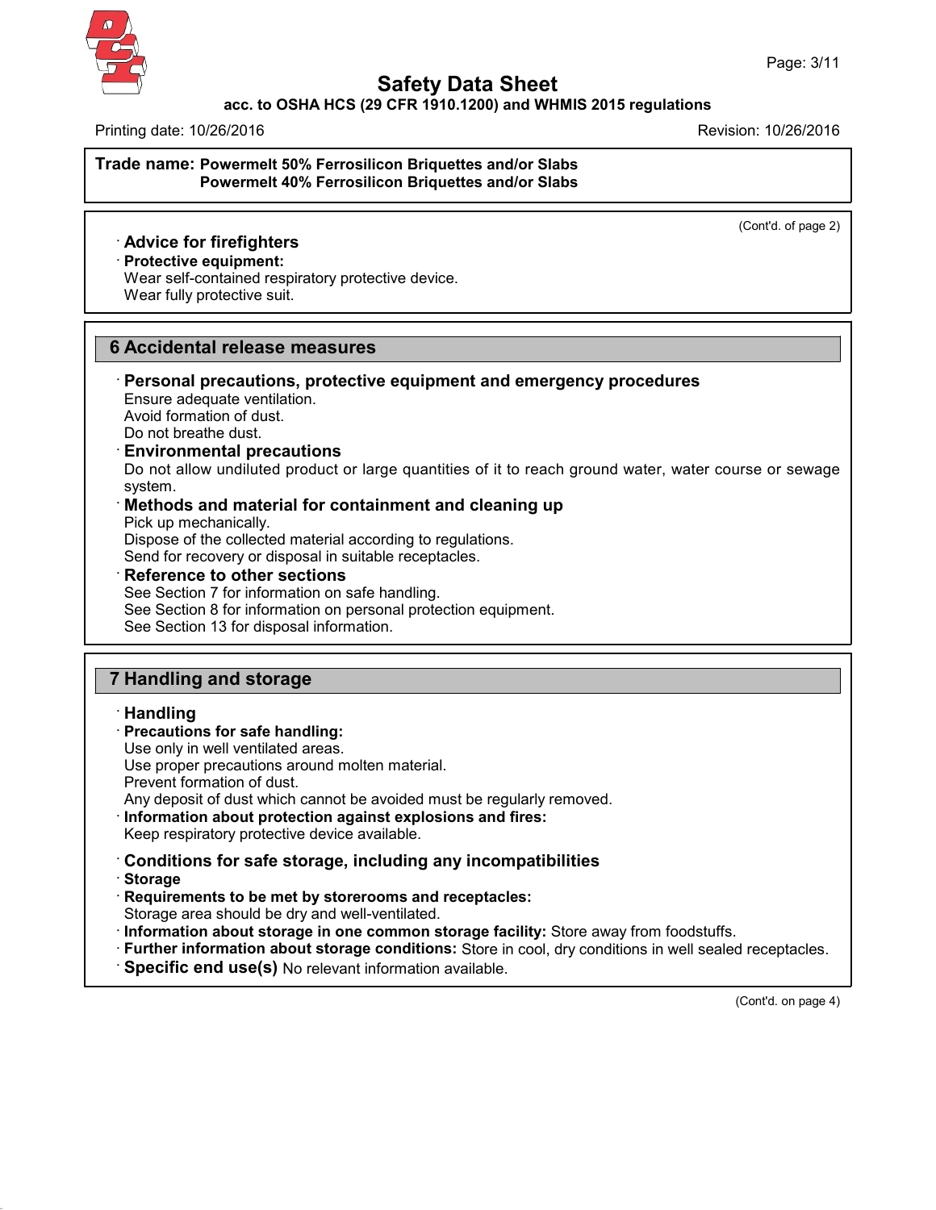**Trade name: Powermelt 50% Ferrosilicon Briquettes and/or Slabs**
**Powermelt 40% Ferrosilicon Briquettes and/or Slabs**

(Cont'd. of page 2)

· **Advice for firefighters**
· **Protective equipment:**
Wear self-contained respiratory protective device.
Wear fully protective suit.

## 6 Accidental release measures

· **Personal precautions, protective equipment and emergency procedures**
Ensure adequate ventilation.
Avoid formation of dust.
Do not breathe dust.
· **Environmental precautions**
Do not allow undiluted product or large quantities of it to reach ground water, water course or sewage system.
· **Methods and material for containment and cleaning up**
Pick up mechanically.
Dispose of the collected material according to regulations.
Send for recovery or disposal in suitable receptacles.
· **Reference to other sections**
See Section 7 for information on safe handling.
See Section 8 for information on personal protection equipment.
See Section 13 for disposal information.

## 7 Handling and storage

· **Handling**
· **Precautions for safe handling:**
Use only in well ventilated areas.
Use proper precautions around molten material.
Prevent formation of dust.
Any deposit of dust which cannot be avoided must be regularly removed.
· **Information about protection against explosions and fires:**
Keep respiratory protective device available.

· **Conditions for safe storage, including any incompatibilities**
· **Storage**
· **Requirements to be met by storerooms and receptacles:**
Storage area should be dry and well-ventilated.
· **Information about storage in one common storage facility:** Store away from foodstuffs.
· **Further information about storage conditions:** Store in cool, dry conditions in well sealed receptacles.
· **Specific end use(s)** No relevant information available.

(Cont'd. on page 4)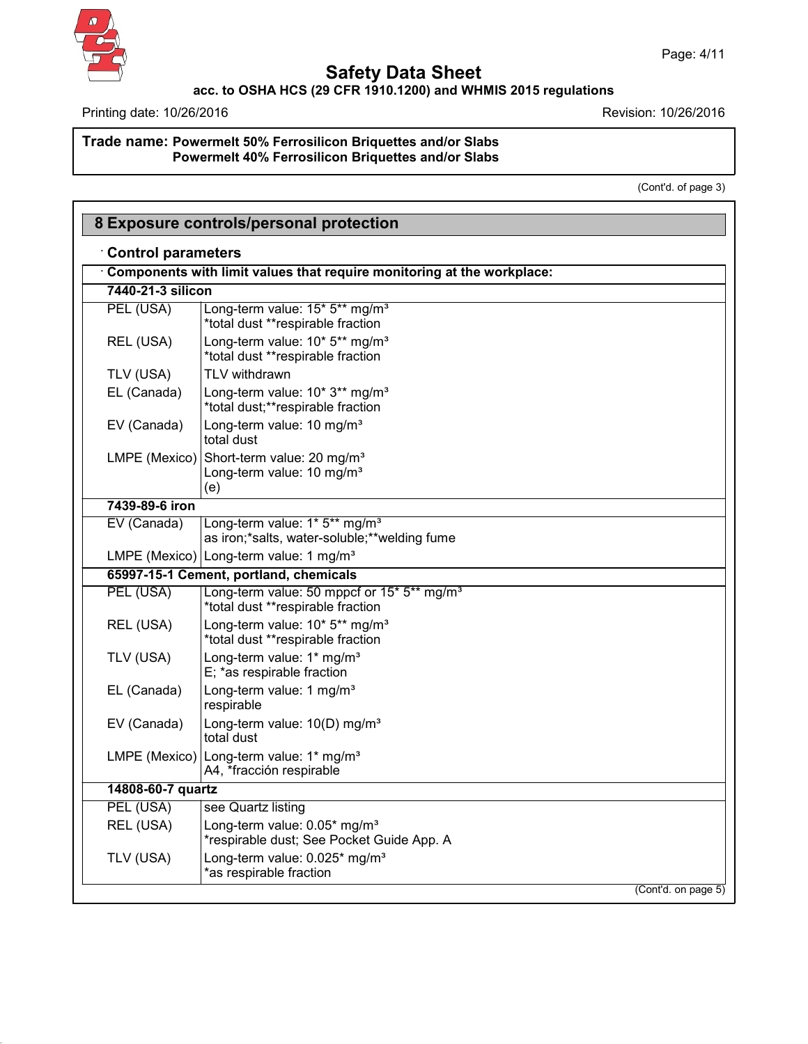**Trade name: Powermelt 50% Ferrosilicon Briquettes and/or Slabs**
**Powermelt 40% Ferrosilicon Briquettes and/or Slabs**

(Cont'd. of page 3)

## 8 Exposure controls/personal protection

### · Control parameters

| · Components with limit values that require monitoring at the workplace: | |
|---|---|
| **7440-21-3 silicon** | |
| PEL (USA) | Long-term value: 15* 5** mg/m³<br>*total dust **respirable fraction |
| REL (USA) | Long-term value: 10* 5** mg/m³<br>*total dust **respirable fraction |
| TLV (USA) | TLV withdrawn |
| EL (Canada) | Long-term value: 10* 3** mg/m³<br>*total dust;**respirable fraction |
| EV (Canada) | Long-term value: 10 mg/m³<br>total dust |
| LMPE (Mexico) | Short-term value: 20 mg/m³<br>Long-term value: 10 mg/m³<br>(e) |
| **7439-89-6 iron** | |
| EV (Canada) | Long-term value: 1* 5** mg/m³<br>as iron;*salts, water-soluble;**welding fume |
| LMPE (Mexico) | Long-term value: 1 mg/m³ |
| **65997-15-1 Cement, portland, chemicals** | |
| PEL (USA) | Long-term value: 50 mppcf or 15* 5** mg/m³<br>*total dust **respirable fraction |
| REL (USA) | Long-term value: 10* 5** mg/m³<br>*total dust **respirable fraction |
| TLV (USA) | Long-term value: 1* mg/m³<br>E; *as respirable fraction |
| EL (Canada) | Long-term value: 1 mg/m³<br>respirable |
| EV (Canada) | Long-term value: 10(D) mg/m³<br>total dust |
| LMPE (Mexico) | Long-term value: 1* mg/m³<br>A4, *fracción respirable |
| **14808-60-7 quartz** | |
| PEL (USA) | see Quartz listing |
| REL (USA) | Long-term value: 0.05* mg/m³<br>*respirable dust; See Pocket Guide App. A |
| TLV (USA) | Long-term value: 0.025* mg/m³<br>*as respirable fraction |

(Cont'd. on page 5)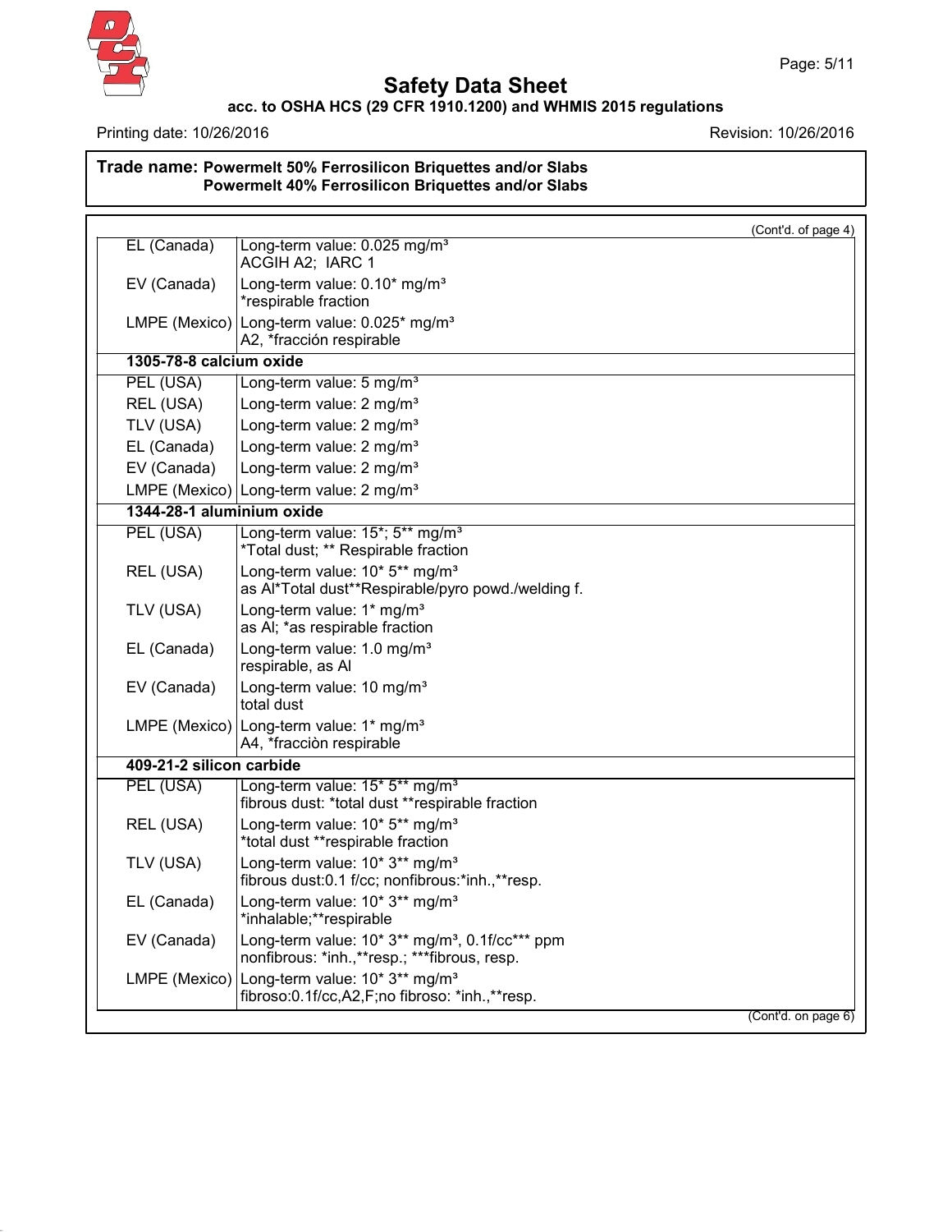Trade name: **Powermelt 50% Ferrosilicon Briquettes and/or Slabs**
**Powermelt 40% Ferrosilicon Briquettes and/or Slabs**

(Cont'd. of page 4)

| | |
|---|---|
| EL (Canada) | Long-term value: 0.025 mg/m³<br>ACGIH A2; IARC 1 |
| EV (Canada) | Long-term value: 0.10* mg/m³<br>*respirable fraction |
| LMPE (Mexico) | Long-term value: 0.025* mg/m³<br>A2, *fracción respirable |
| **1305-78-8 calcium oxide** | |
| PEL (USA) | Long-term value: 5 mg/m³ |
| REL (USA) | Long-term value: 2 mg/m³ |
| TLV (USA) | Long-term value: 2 mg/m³ |
| EL (Canada) | Long-term value: 2 mg/m³ |
| EV (Canada) | Long-term value: 2 mg/m³ |
| LMPE (Mexico) | Long-term value: 2 mg/m³ |
| **1344-28-1 aluminium oxide** | |
| PEL (USA) | Long-term value: 15*; 5** mg/m³<br>*Total dust; ** Respirable fraction |
| REL (USA) | Long-term value: 10* 5** mg/m³<br>as Al*Total dust**Respirable/pyro powd./welding f. |
| TLV (USA) | Long-term value: 1* mg/m³<br>as Al; *as respirable fraction |
| EL (Canada) | Long-term value: 1.0 mg/m³<br>respirable, as Al |
| EV (Canada) | Long-term value: 10 mg/m³<br>total dust |
| LMPE (Mexico) | Long-term value: 1* mg/m³<br>A4, *fracciòn respirable |
| **409-21-2 silicon carbide** | |
| PEL (USA) | Long-term value: 15* 5** mg/m³<br>fibrous dust: *total dust **respirable fraction |
| REL (USA) | Long-term value: 10* 5** mg/m³<br>*total dust **respirable fraction |
| TLV (USA) | Long-term value: 10* 3** mg/m³<br>fibrous dust:0.1 f/cc; nonfibrous:*inh.,**resp. |
| EL (Canada) | Long-term value: 10* 3** mg/m³<br>*inhalable;**respirable |
| EV (Canada) | Long-term value: 10* 3** mg/m³, 0.1f/cc*** ppm<br>nonfibrous: *inh.,**resp.; ***fibrous, resp. |
| LMPE (Mexico) | Long-term value: 10* 3** mg/m³<br>fibroso:0.1f/cc,A2,F;no fibroso: *inh.,**resp. |

(Cont'd. on page 6)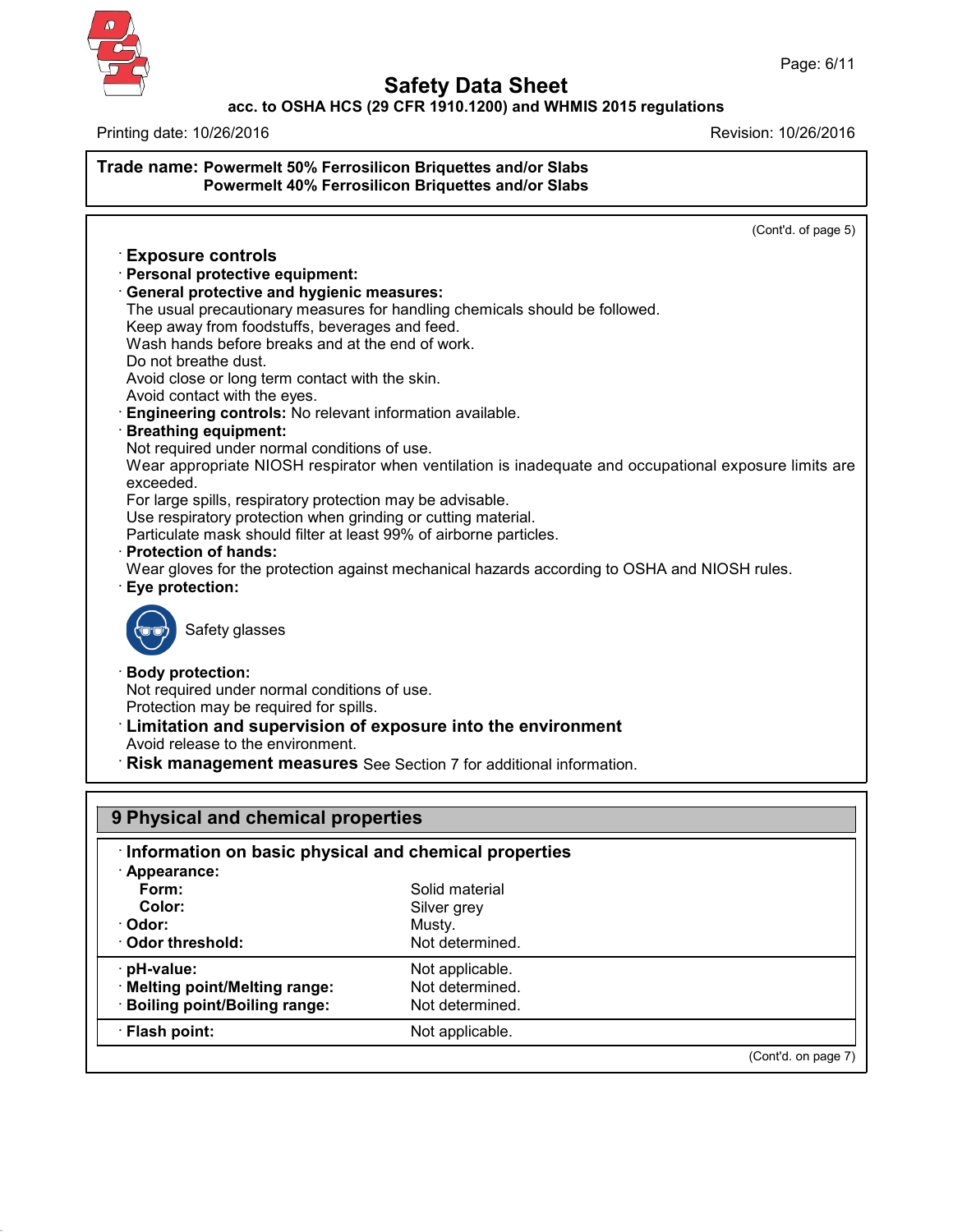Trade name: **Powermelt 50% Ferrosilicon Briquettes and/or Slabs**
**Powermelt 40% Ferrosilicon Briquettes and/or Slabs**

(Cont'd. of page 5)

· **Exposure controls**
· **Personal protective equipment:**
· **General protective and hygienic measures:**
The usual precautionary measures for handling chemicals should be followed.
Keep away from foodstuffs, beverages and feed.
Wash hands before breaks and at the end of work.
Do not breathe dust.
Avoid close or long term contact with the skin.
Avoid contact with the eyes.
· **Engineering controls:** No relevant information available.
· **Breathing equipment:**
Not required under normal conditions of use.
Wear appropriate NIOSH respirator when ventilation is inadequate and occupational exposure limits are exceeded.
For large spills, respiratory protection may be advisable.
Use respiratory protection when grinding or cutting material.
Particulate mask should filter at least 99% of airborne particles.
· **Protection of hands:**
Wear gloves for the protection against mechanical hazards according to OSHA and NIOSH rules.
· **Eye protection:**

Safety glasses

· **Body protection:**
Not required under normal conditions of use.
Protection may be required for spills.
· **Limitation and supervision of exposure into the environment**
Avoid release to the environment.
· **Risk management measures** See Section 7 for additional information.

## 9 Physical and chemical properties

· **Information on basic physical and chemical properties**

| | |
|---|---|
| · **Appearance:** | |
| **Form:** | Solid material |
| **Color:** | Silver grey |
| · **Odor:** | Musty. |
| · **Odor threshold:** | Not determined. |
| · **pH-value:** | Not applicable. |
| · **Melting point/Melting range:** | Not determined. |
| · **Boiling point/Boiling range:** | Not determined. |
| · **Flash point:** | Not applicable. |

(Cont'd. on page 7)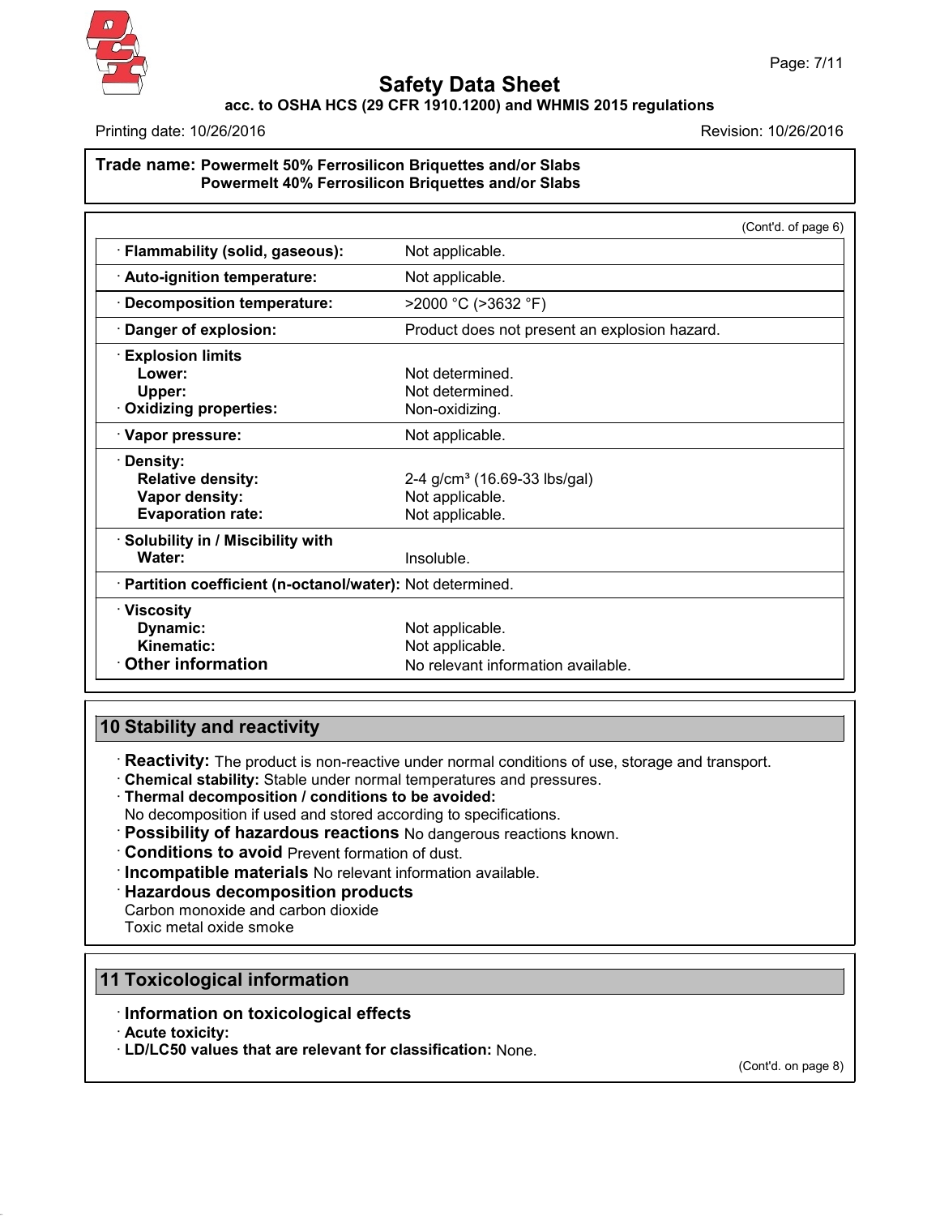**Trade name: Powermelt 50% Ferrosilicon Briquettes and/or Slabs**
**Powermelt 40% Ferrosilicon Briquettes and/or Slabs**

(Cont'd. of page 6)

| | |
|---|---|
| · **Flammability (solid, gaseous):** | Not applicable. |
| · **Auto-ignition temperature:** | Not applicable. |
| · **Decomposition temperature:** | >2000 °C (>3632 °F) |
| · **Danger of explosion:** | Product does not present an explosion hazard. |
| · **Explosion limits** | |
| **Lower:** | Not determined. |
| **Upper:** | Not determined. |
| · **Oxidizing properties:** | Non-oxidizing. |
| · **Vapor pressure:** | Not applicable. |
| · **Density:** | |
| **Relative density:** | 2-4 g/cm³ (16.69-33 lbs/gal) |
| **Vapor density:** | Not applicable. |
| **Evaporation rate:** | Not applicable. |
| · **Solubility in / Miscibility with** | |
| **Water:** | Insoluble. |
| · **Partition coefficient (n-octanol/water):** | Not determined. |
| · **Viscosity** | |
| **Dynamic:** | Not applicable. |
| **Kinematic:** | Not applicable. |
| · **Other information** | No relevant information available. |

## 10 Stability and reactivity

· **Reactivity:** The product is non-reactive under normal conditions of use, storage and transport.
· **Chemical stability:** Stable under normal temperatures and pressures.
· **Thermal decomposition / conditions to be avoided:**
No decomposition if used and stored according to specifications.
· **Possibility of hazardous reactions** No dangerous reactions known.
· **Conditions to avoid** Prevent formation of dust.
· **Incompatible materials** No relevant information available.
· **Hazardous decomposition products**
Carbon monoxide and carbon dioxide
Toxic metal oxide smoke

## 11 Toxicological information

· **Information on toxicological effects**
· **Acute toxicity:**
· **LD/LC50 values that are relevant for classification:** None.

(Cont'd. on page 8)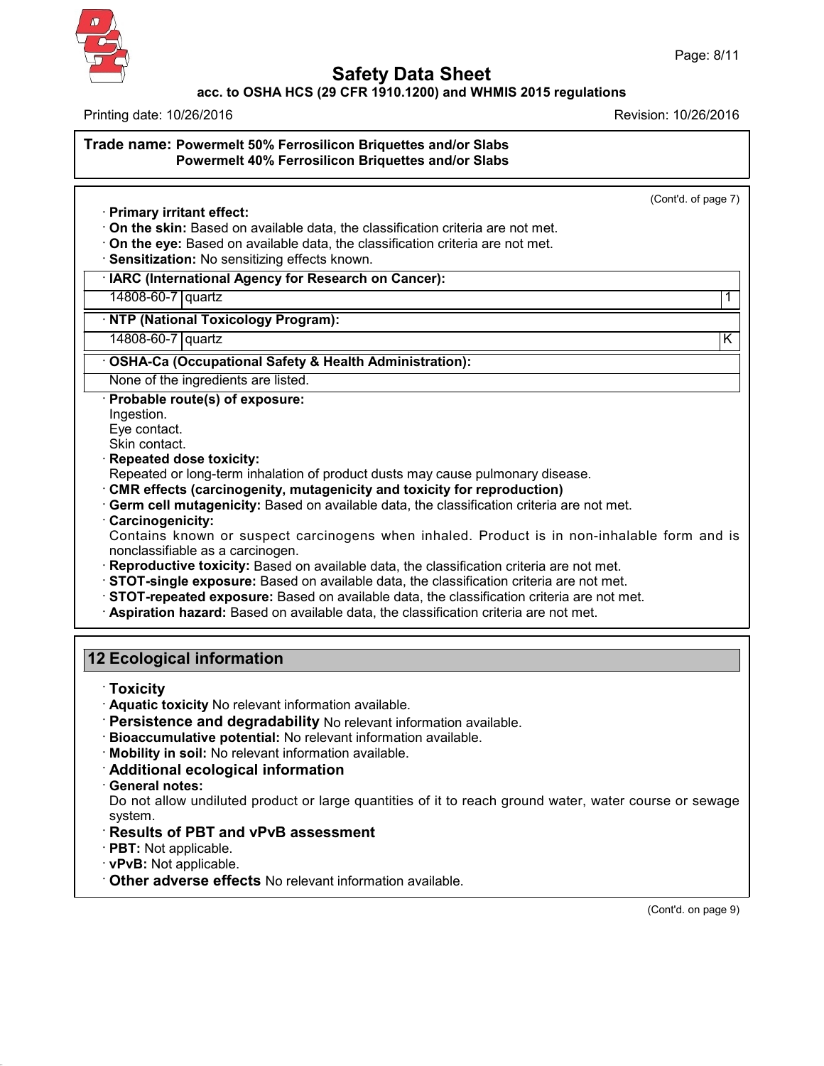**Trade name: Powermelt 50% Ferrosilicon Briquettes and/or Slabs**
**Powermelt 40% Ferrosilicon Briquettes and/or Slabs**

(Cont'd. of page 7)

· **Primary irritant effect:**
· **On the skin:** Based on available data, the classification criteria are not met.
· **On the eye:** Based on available data, the classification criteria are not met.
· **Sensitization:** No sensitizing effects known.

| · **IARC (International Agency for Research on Cancer):** | | |
|---|---|---|
| 14808-60-7 | quartz | 1 |

| · **NTP (National Toxicology Program):** | | |
|---|---|---|
| 14808-60-7 | quartz | K |

| · **OSHA-Ca (Occupational Safety & Health Administration):** |
|---|
| None of the ingredients are listed. |

· **Probable route(s) of exposure:**
Ingestion.
Eye contact.
Skin contact.
· **Repeated dose toxicity:**
Repeated or long-term inhalation of product dusts may cause pulmonary disease.
· **CMR effects (carcinogenity, mutagenicity and toxicity for reproduction)**
· **Germ cell mutagenicity:** Based on available data, the classification criteria are not met.
· **Carcinogenicity:**
Contains known or suspect carcinogens when inhaled. Product is in non-inhalable form and is nonclassifiable as a carcinogen.
· **Reproductive toxicity:** Based on available data, the classification criteria are not met.
· **STOT-single exposure:** Based on available data, the classification criteria are not met.
· **STOT-repeated exposure:** Based on available data, the classification criteria are not met.
· **Aspiration hazard:** Based on available data, the classification criteria are not met.

## 12 Ecological information

· **Toxicity**
· **Aquatic toxicity** No relevant information available.
· **Persistence and degradability** No relevant information available.
· **Bioaccumulative potential:** No relevant information available.
· **Mobility in soil:** No relevant information available.
· **Additional ecological information**
· **General notes:**
Do not allow undiluted product or large quantities of it to reach ground water, water course or sewage system.
· **Results of PBT and vPvB assessment**
· **PBT:** Not applicable.
· **vPvB:** Not applicable.
· **Other adverse effects** No relevant information available.

(Cont'd. on page 9)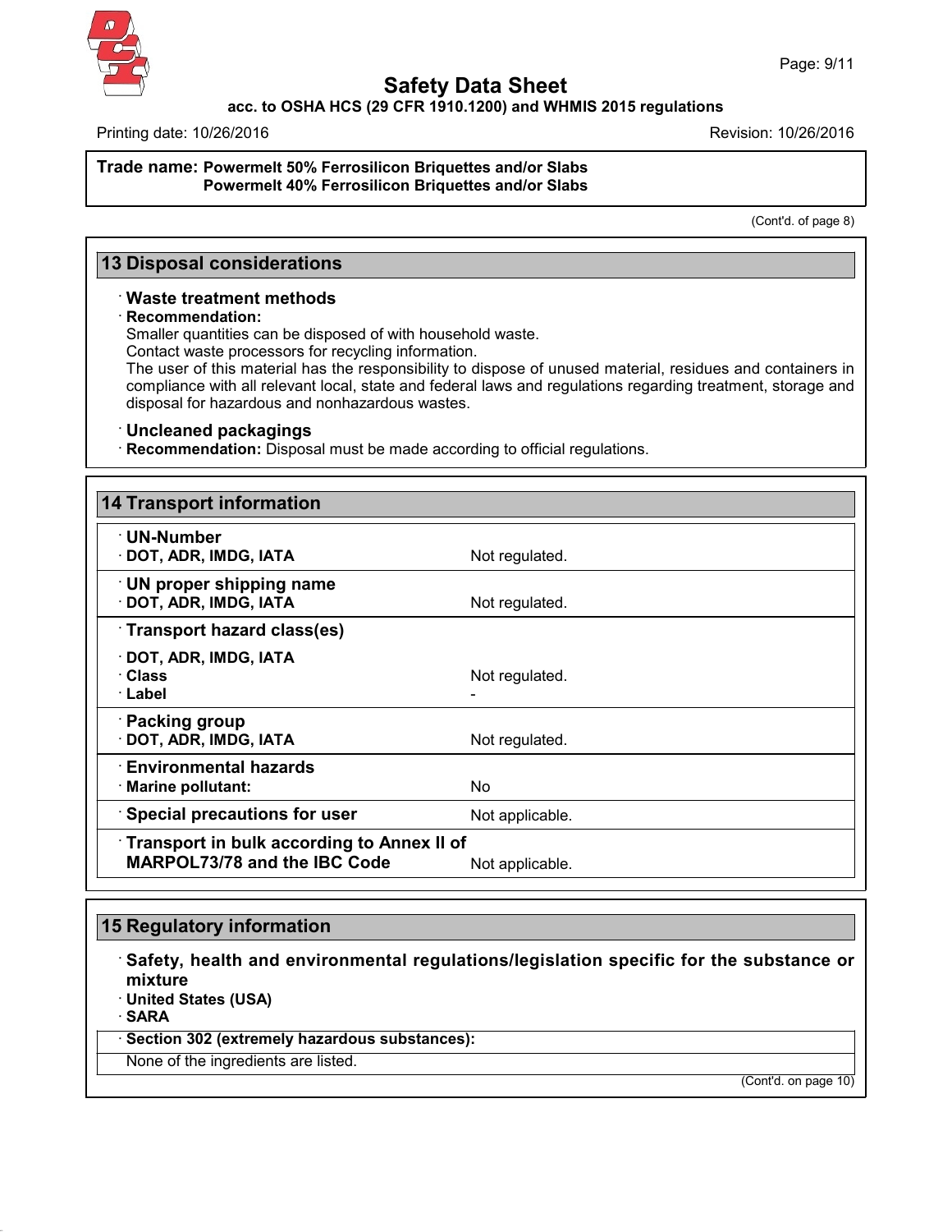Trade name: **Powermelt 50% Ferrosilicon Briquettes and/or Slabs**
**Powermelt 40% Ferrosilicon Briquettes and/or Slabs**

(Cont'd. of page 8)

## 13 Disposal considerations

### · Waste treatment methods

· **Recommendation:**
Smaller quantities can be disposed of with household waste.
Contact waste processors for recycling information.
The user of this material has the responsibility to dispose of unused material, residues and containers in compliance with all relevant local, state and federal laws and regulations regarding treatment, storage and disposal for hazardous and nonhazardous wastes.

### · Uncleaned packagings

· **Recommendation:** Disposal must be made according to official regulations.

## 14 Transport information

| | |
|---|---|
| **· UN-Number** | |
| **· DOT, ADR, IMDG, IATA** | Not regulated. |
| **· UN proper shipping name** | |
| **· DOT, ADR, IMDG, IATA** | Not regulated. |
| **· Transport hazard class(es)** | |
| **· DOT, ADR, IMDG, IATA** | |
| **· Class** | Not regulated. |
| **· Label** | - |
| **· Packing group** | |
| **· DOT, ADR, IMDG, IATA** | Not regulated. |
| **· Environmental hazards** | |
| **· Marine pollutant:** | No |
| **· Special precautions for user** | Not applicable. |
| **· Transport in bulk according to Annex II of MARPOL73/78 and the IBC Code** | Not applicable. |

## 15 Regulatory information

### · Safety, health and environmental regulations/legislation specific for the substance or mixture

· **United States (USA)**
· **SARA**

· **Section 302 (extremely hazardous substances):**
None of the ingredients are listed.

(Cont'd. on page 10)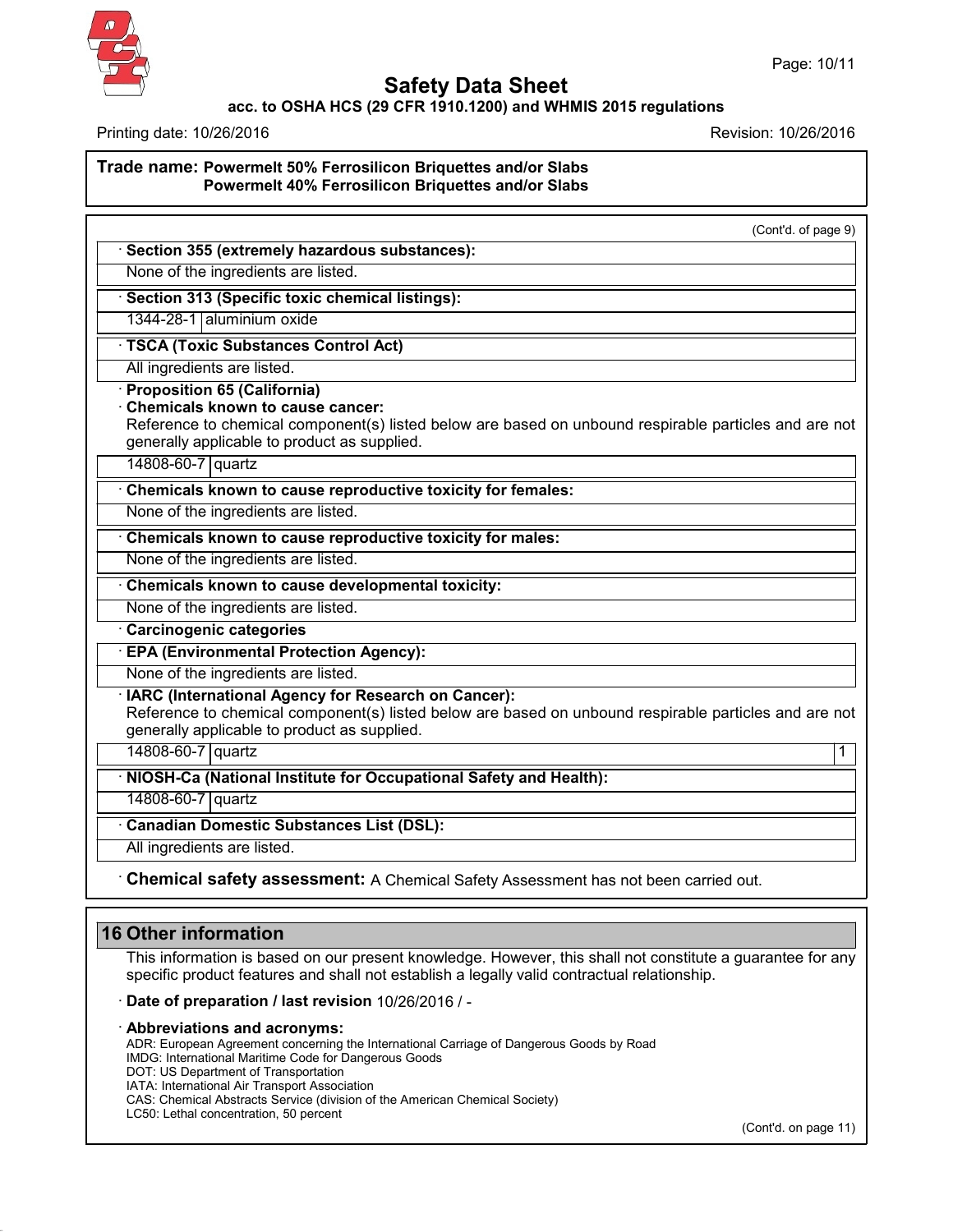**Trade name: Powermelt 50% Ferrosilicon Briquettes and/or Slabs**
**Powermelt 40% Ferrosilicon Briquettes and/or Slabs**

(Cont'd. of page 9)

· **Section 355 (extremely hazardous substances):**

None of the ingredients are listed.

· **Section 313 (Specific toxic chemical listings):**

| 1344-28-1 | aluminium oxide |
|---|---|

· **TSCA (Toxic Substances Control Act)**

All ingredients are listed.

· **Proposition 65 (California)**

· **Chemicals known to cause cancer:**

Reference to chemical component(s) listed below are based on unbound respirable particles and are not generally applicable to product as supplied.

| 14808-60-7 | quartz |
|---|---|

· **Chemicals known to cause reproductive toxicity for females:**

None of the ingredients are listed.

· **Chemicals known to cause reproductive toxicity for males:**

None of the ingredients are listed.

· **Chemicals known to cause developmental toxicity:**

None of the ingredients are listed.

· **Carcinogenic categories**

· **EPA (Environmental Protection Agency):**

None of the ingredients are listed.

· **IARC (International Agency for Research on Cancer):**

Reference to chemical component(s) listed below are based on unbound respirable particles and are not generally applicable to product as supplied.

| 14808-60-7 | quartz | 1 |
|---|---|---|

· **NIOSH-Ca (National Institute for Occupational Safety and Health):**

| 14808-60-7 | quartz |
|---|---|

· **Canadian Domestic Substances List (DSL):**

All ingredients are listed.

· **Chemical safety assessment:** A Chemical Safety Assessment has not been carried out.

## 16 Other information

This information is based on our present knowledge. However, this shall not constitute a guarantee for any specific product features and shall not establish a legally valid contractual relationship.

· **Date of preparation / last revision** 10/26/2016 / -

· **Abbreviations and acronyms:**

ADR: European Agreement concerning the International Carriage of Dangerous Goods by Road
IMDG: International Maritime Code for Dangerous Goods
DOT: US Department of Transportation
IATA: International Air Transport Association
CAS: Chemical Abstracts Service (division of the American Chemical Society)
LC50: Lethal concentration, 50 percent

(Cont'd. on page 11)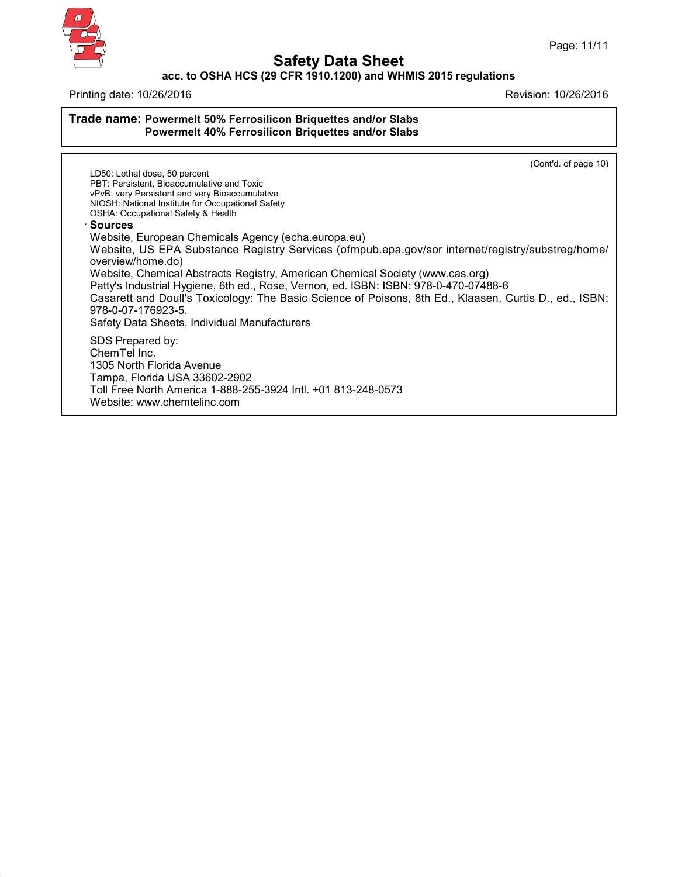**Trade name: Powermelt 50% Ferrosilicon Briquettes and/or Slabs**
**Powermelt 40% Ferrosilicon Briquettes and/or Slabs**

(Cont'd. of page 10)

LD50: Lethal dose, 50 percent
PBT: Persistent, Bioaccumulative and Toxic
vPvB: very Persistent and very Bioaccumulative
NIOSH: National Institute for Occupational Safety
OSHA: Occupational Safety & Health

· **Sources**

Website, European Chemicals Agency (echa.europa.eu)
Website, US EPA Substance Registry Services (ofmpub.epa.gov/sor internet/registry/substreg/home/overview/home.do)
Website, Chemical Abstracts Registry, American Chemical Society (www.cas.org)
Patty's Industrial Hygiene, 6th ed., Rose, Vernon, ed. ISBN: ISBN: 978-0-470-07488-6
Casarett and Doull's Toxicology: The Basic Science of Poisons, 8th Ed., Klaasen, Curtis D., ed., ISBN: 978-0-07-176923-5.
Safety Data Sheets, Individual Manufacturers

SDS Prepared by:
ChemTel Inc.
1305 North Florida Avenue
Tampa, Florida USA 33602-2902
Toll Free North America 1-888-255-3924 Intl. +01 813-248-0573
Website: www.chemtelinc.com